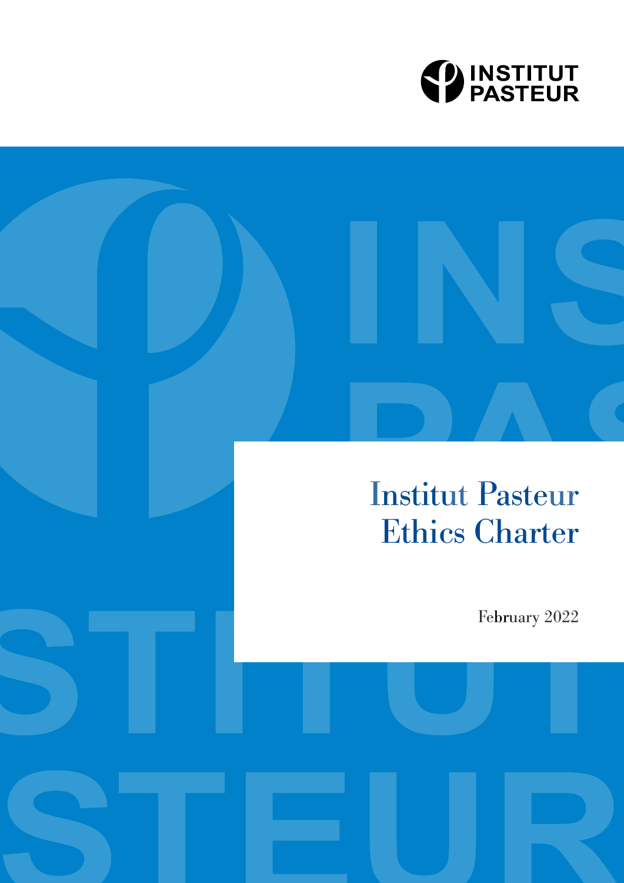INSTITUT PASTEUR

# Institut Pasteur Ethics Charter

February 2022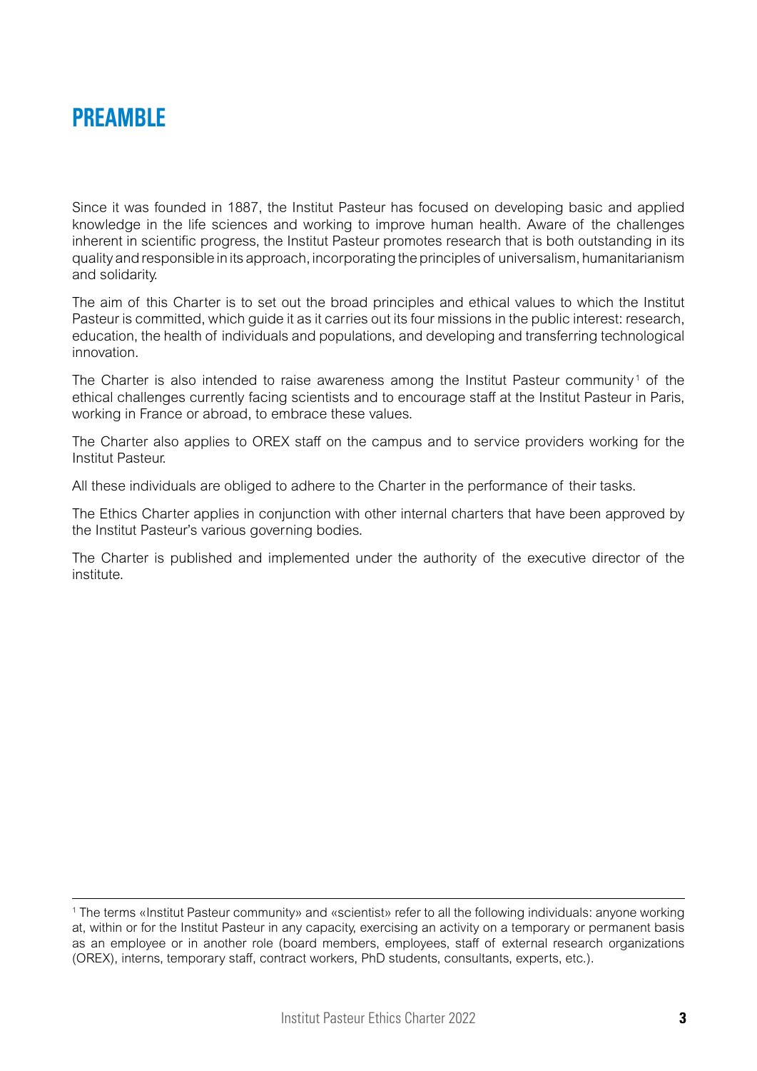# PREAMBLE

Since it was founded in 1887, the Institut Pasteur has focused on developing basic and applied knowledge in the life sciences and working to improve human health. Aware of the challenges inherent in scientific progress, the Institut Pasteur promotes research that is both outstanding in its quality and responsible in its approach, incorporating the principles of universalism, humanitarianism and solidarity.

The aim of this Charter is to set out the broad principles and ethical values to which the Institut Pasteur is committed, which guide it as it carries out its four missions in the public interest: research, education, the health of individuals and populations, and developing and transferring technological innovation.

The Charter is also intended to raise awareness among the Institut Pasteur community[1] of the ethical challenges currently facing scientists and to encourage staff at the Institut Pasteur in Paris, working in France or abroad, to embrace these values.

The Charter also applies to OREX staff on the campus and to service providers working for the Institut Pasteur.

All these individuals are obliged to adhere to the Charter in the performance of their tasks.

The Ethics Charter applies in conjunction with other internal charters that have been approved by the Institut Pasteur's various governing bodies.

The Charter is published and implemented under the authority of the executive director of the institute.

---

[1] The terms «Institut Pasteur community» and «scientist» refer to all the following individuals: anyone working at, within or for the Institut Pasteur in any capacity, exercising an activity on a temporary or permanent basis as an employee or in another role (board members, employees, staff of external research organizations (OREX), interns, temporary staff, contract workers, PhD students, consultants, experts, etc.).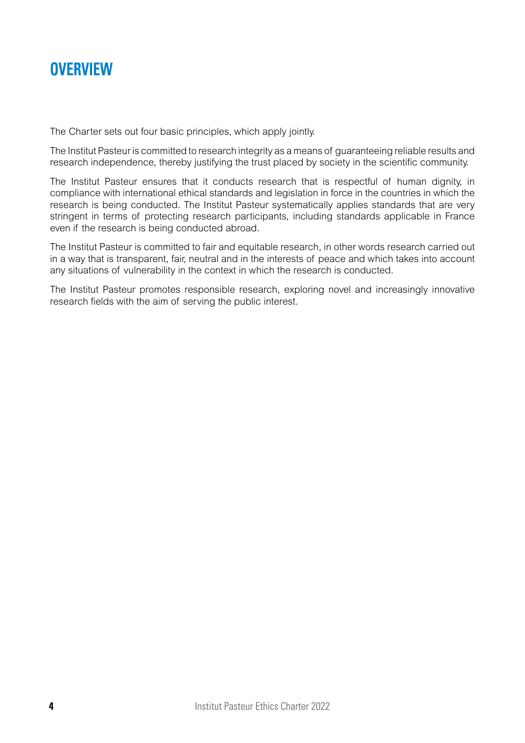# OVERVIEW

The Charter sets out four basic principles, which apply jointly.

The Institut Pasteur is committed to research integrity as a means of guaranteeing reliable results and research independence, thereby justifying the trust placed by society in the scientific community.

The Institut Pasteur ensures that it conducts research that is respectful of human dignity, in compliance with international ethical standards and legislation in force in the countries in which the research is being conducted. The Institut Pasteur systematically applies standards that are very stringent in terms of protecting research participants, including standards applicable in France even if the research is being conducted abroad.

The Institut Pasteur is committed to fair and equitable research, in other words research carried out in a way that is transparent, fair, neutral and in the interests of peace and which takes into account any situations of vulnerability in the context in which the research is conducted.

The Institut Pasteur promotes responsible research, exploring novel and increasingly innovative research fields with the aim of serving the public interest.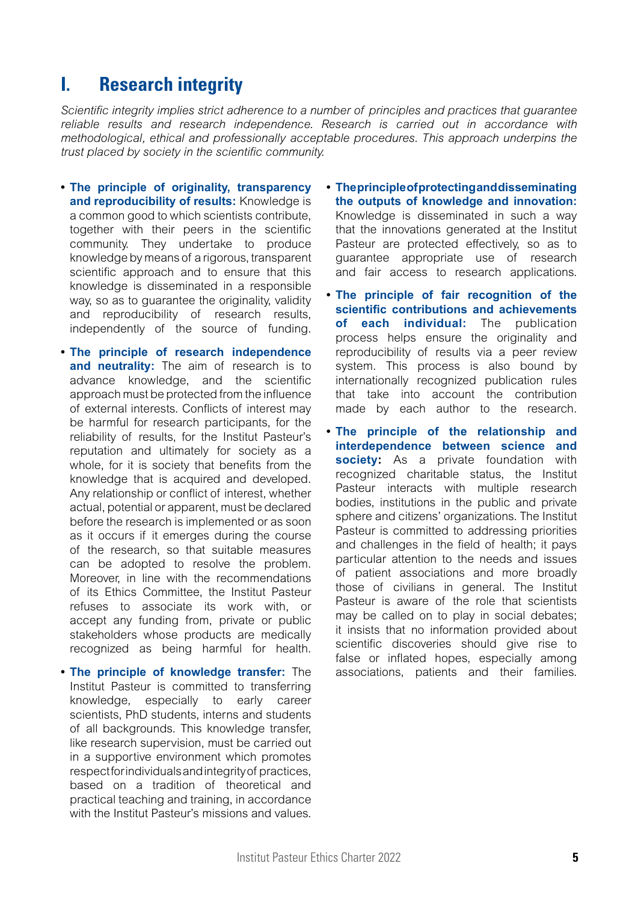# I. Research integrity

*Scientific integrity implies strict adherence to a number of principles and practices that guarantee reliable results and research independence. Research is carried out in accordance with methodological, ethical and professionally acceptable procedures. This approach underpins the trust placed by society in the scientific community.*

- **The principle of originality, transparency and reproducibility of results:** Knowledge is a common good to which scientists contribute, together with their peers in the scientific community. They undertake to produce knowledge by means of a rigorous, transparent scientific approach and to ensure that this knowledge is disseminated in a responsible way, so as to guarantee the originality, validity and reproducibility of research results, independently of the source of funding.

- **The principle of research independence and neutrality:** The aim of research is to advance knowledge, and the scientific approach must be protected from the influence of external interests. Conflicts of interest may be harmful for research participants, for the reliability of results, for the Institut Pasteur's reputation and ultimately for society as a whole, for it is society that benefits from the knowledge that is acquired and developed. Any relationship or conflict of interest, whether actual, potential or apparent, must be declared before the research is implemented or as soon as it occurs if it emerges during the course of the research, so that suitable measures can be adopted to resolve the problem. Moreover, in line with the recommendations of its Ethics Committee, the Institut Pasteur refuses to associate its work with, or accept any funding from, private or public stakeholders whose products are medically recognized as being harmful for health.

- **The principle of knowledge transfer:** The Institut Pasteur is committed to transferring knowledge, especially to early career scientists, PhD students, interns and students of all backgrounds. This knowledge transfer, like research supervision, must be carried out in a supportive environment which promotes respect for individuals and integrity of practices, based on a tradition of theoretical and practical teaching and training, in accordance with the Institut Pasteur's missions and values.

- **The principle of protecting and disseminating the outputs of knowledge and innovation:** Knowledge is disseminated in such a way that the innovations generated at the Institut Pasteur are protected effectively, so as to guarantee appropriate use of research and fair access to research applications.

- **The principle of fair recognition of the scientific contributions and achievements of each individual:** The publication process helps ensure the originality and reproducibility of results via a peer review system. This process is also bound by internationally recognized publication rules that take into account the contribution made by each author to the research.

- **The principle of the relationship and interdependence between science and society:** As a private foundation with recognized charitable status, the Institut Pasteur interacts with multiple research bodies, institutions in the public and private sphere and citizens' organizations. The Institut Pasteur is committed to addressing priorities and challenges in the field of health; it pays particular attention to the needs and issues of patient associations and more broadly those of civilians in general. The Institut Pasteur is aware of the role that scientists may be called on to play in social debates; it insists that no information provided about scientific discoveries should give rise to false or inflated hopes, especially among associations, patients and their families.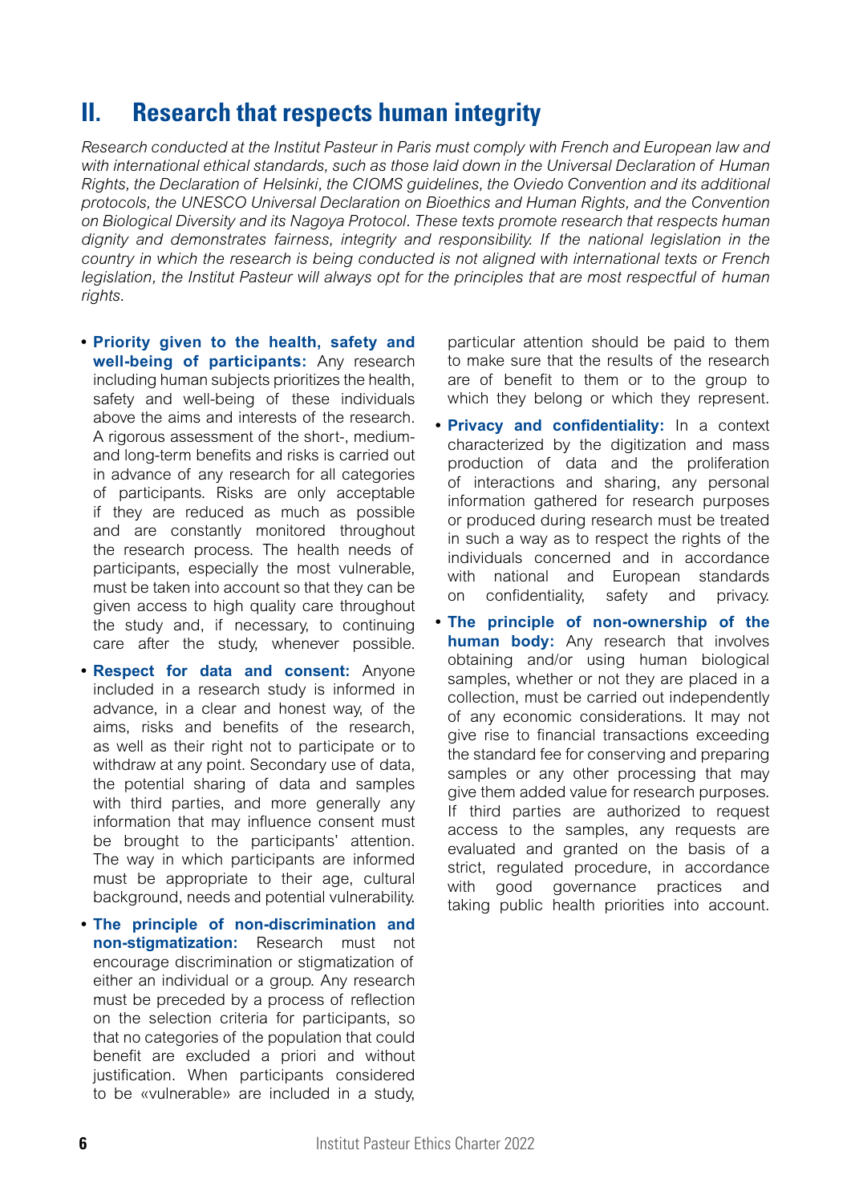## II. Research that respects human integrity

*Research conducted at the Institut Pasteur in Paris must comply with French and European law and with international ethical standards, such as those laid down in the Universal Declaration of Human Rights, the Declaration of Helsinki, the CIOMS guidelines, the Oviedo Convention and its additional protocols, the UNESCO Universal Declaration on Bioethics and Human Rights, and the Convention on Biological Diversity and its Nagoya Protocol. These texts promote research that respects human dignity and demonstrates fairness, integrity and responsibility. If the national legislation in the country in which the research is being conducted is not aligned with international texts or French legislation, the Institut Pasteur will always opt for the principles that are most respectful of human rights.*

- **Priority given to the health, safety and well-being of participants:** Any research including human subjects prioritizes the health, safety and well-being of these individuals above the aims and interests of the research. A rigorous assessment of the short-, medium- and long-term benefits and risks is carried out in advance of any research for all categories of participants. Risks are only acceptable if they are reduced as much as possible and are constantly monitored throughout the research process. The health needs of participants, especially the most vulnerable, must be taken into account so that they can be given access to high quality care throughout the study and, if necessary, to continuing care after the study, whenever possible.
- **Respect for data and consent:** Anyone included in a research study is informed in advance, in a clear and honest way, of the aims, risks and benefits of the research, as well as their right not to participate or to withdraw at any point. Secondary use of data, the potential sharing of data and samples with third parties, and more generally any information that may influence consent must be brought to the participants' attention. The way in which participants are informed must be appropriate to their age, cultural background, needs and potential vulnerability.
- **The principle of non-discrimination and non-stigmatization:** Research must not encourage discrimination or stigmatization of either an individual or a group. Any research must be preceded by a process of reflection on the selection criteria for participants, so that no categories of the population that could benefit are excluded a priori and without justification. When participants considered to be «vulnerable» are included in a study, particular attention should be paid to them to make sure that the results of the research are of benefit to them or to the group to which they belong or which they represent.
- **Privacy and confidentiality:** In a context characterized by the digitization and mass production of data and the proliferation of interactions and sharing, any personal information gathered for research purposes or produced during research must be treated in such a way as to respect the rights of the individuals concerned and in accordance with national and European standards on confidentiality, safety and privacy.
- **The principle of non-ownership of the human body:** Any research that involves obtaining and/or using human biological samples, whether or not they are placed in a collection, must be carried out independently of any economic considerations. It may not give rise to financial transactions exceeding the standard fee for conserving and preparing samples or any other processing that may give them added value for research purposes. If third parties are authorized to request access to the samples, any requests are evaluated and granted on the basis of a strict, regulated procedure, in accordance with good governance practices and taking public health priorities into account.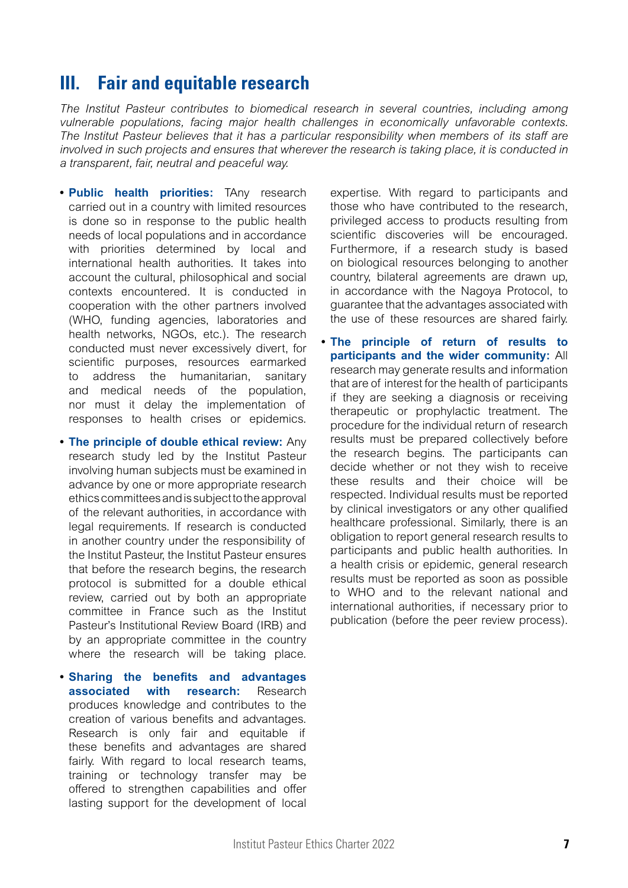## III. Fair and equitable research

*The Institut Pasteur contributes to biomedical research in several countries, including among vulnerable populations, facing major health challenges in economically unfavorable contexts. The Institut Pasteur believes that it has a particular responsibility when members of its staff are involved in such projects and ensures that wherever the research is taking place, it is conducted in a transparent, fair, neutral and peaceful way.*

- **Public health priorities:** TAny research carried out in a country with limited resources is done so in response to the public health needs of local populations and in accordance with priorities determined by local and international health authorities. It takes into account the cultural, philosophical and social contexts encountered. It is conducted in cooperation with the other partners involved (WHO, funding agencies, laboratories and health networks, NGOs, etc.). The research conducted must never excessively divert, for scientific purposes, resources earmarked to address the humanitarian, sanitary and medical needs of the population, nor must it delay the implementation of responses to health crises or epidemics.
- **The principle of double ethical review:** Any research study led by the Institut Pasteur involving human subjects must be examined in advance by one or more appropriate research ethics committees and is subject to the approval of the relevant authorities, in accordance with legal requirements. If research is conducted in another country under the responsibility of the Institut Pasteur, the Institut Pasteur ensures that before the research begins, the research protocol is submitted for a double ethical review, carried out by both an appropriate committee in France such as the Institut Pasteur's Institutional Review Board (IRB) and by an appropriate committee in the country where the research will be taking place.
- **Sharing the benefits and advantages associated with research:** Research produces knowledge and contributes to the creation of various benefits and advantages. Research is only fair and equitable if these benefits and advantages are shared fairly. With regard to local research teams, training or technology transfer may be offered to strengthen capabilities and offer lasting support for the development of local expertise. With regard to participants and those who have contributed to the research, privileged access to products resulting from scientific discoveries will be encouraged. Furthermore, if a research study is based on biological resources belonging to another country, bilateral agreements are drawn up, in accordance with the Nagoya Protocol, to guarantee that the advantages associated with the use of these resources are shared fairly.
- **The principle of return of results to participants and the wider community:** All research may generate results and information that are of interest for the health of participants if they are seeking a diagnosis or receiving therapeutic or prophylactic treatment. The procedure for the individual return of research results must be prepared collectively before the research begins. The participants can decide whether or not they wish to receive these results and their choice will be respected. Individual results must be reported by clinical investigators or any other qualified healthcare professional. Similarly, there is an obligation to report general research results to participants and public health authorities. In a health crisis or epidemic, general research results must be reported as soon as possible to WHO and to the relevant national and international authorities, if necessary prior to publication (before the peer review process).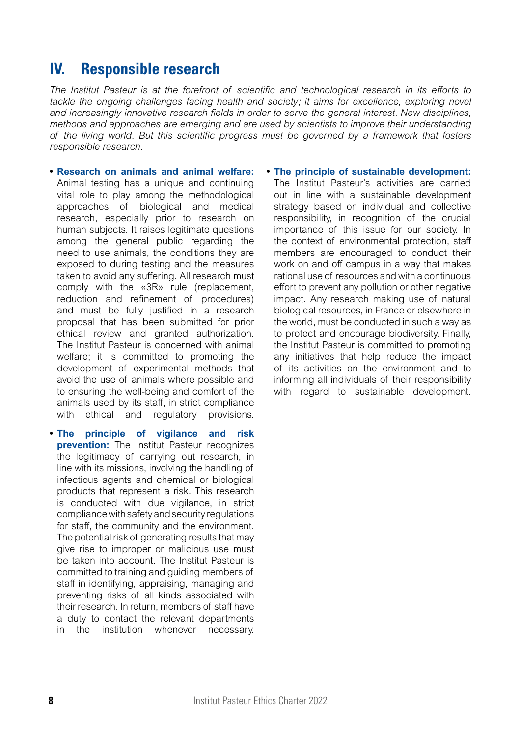## IV. Responsible research

*The Institut Pasteur is at the forefront of scientific and technological research in its efforts to tackle the ongoing challenges facing health and society; it aims for excellence, exploring novel and increasingly innovative research fields in order to serve the general interest. New disciplines, methods and approaches are emerging and are used by scientists to improve their understanding of the living world. But this scientific progress must be governed by a framework that fosters responsible research.*

- **Research on animals and animal welfare:** Animal testing has a unique and continuing vital role to play among the methodological approaches of biological and medical research, especially prior to research on human subjects. It raises legitimate questions among the general public regarding the need to use animals, the conditions they are exposed to during testing and the measures taken to avoid any suffering. All research must comply with the «3R» rule (replacement, reduction and refinement of procedures) and must be fully justified in a research proposal that has been submitted for prior ethical review and granted authorization. The Institut Pasteur is concerned with animal welfare; it is committed to promoting the development of experimental methods that avoid the use of animals where possible and to ensuring the well-being and comfort of the animals used by its staff, in strict compliance with ethical and regulatory provisions.

- **The principle of vigilance and risk prevention:** The Institut Pasteur recognizes the legitimacy of carrying out research, in line with its missions, involving the handling of infectious agents and chemical or biological products that represent a risk. This research is conducted with due vigilance, in strict compliance with safety and security regulations for staff, the community and the environment. The potential risk of generating results that may give rise to improper or malicious use must be taken into account. The Institut Pasteur is committed to training and guiding members of staff in identifying, appraising, managing and preventing risks of all kinds associated with their research. In return, members of staff have a duty to contact the relevant departments in the institution whenever necessary.

- **The principle of sustainable development:** The Institut Pasteur's activities are carried out in line with a sustainable development strategy based on individual and collective responsibility, in recognition of the crucial importance of this issue for our society. In the context of environmental protection, staff members are encouraged to conduct their work on and off campus in a way that makes rational use of resources and with a continuous effort to prevent any pollution or other negative impact. Any research making use of natural biological resources, in France or elsewhere in the world, must be conducted in such a way as to protect and encourage biodiversity. Finally, the Institut Pasteur is committed to promoting any initiatives that help reduce the impact of its activities on the environment and to informing all individuals of their responsibility with regard to sustainable development.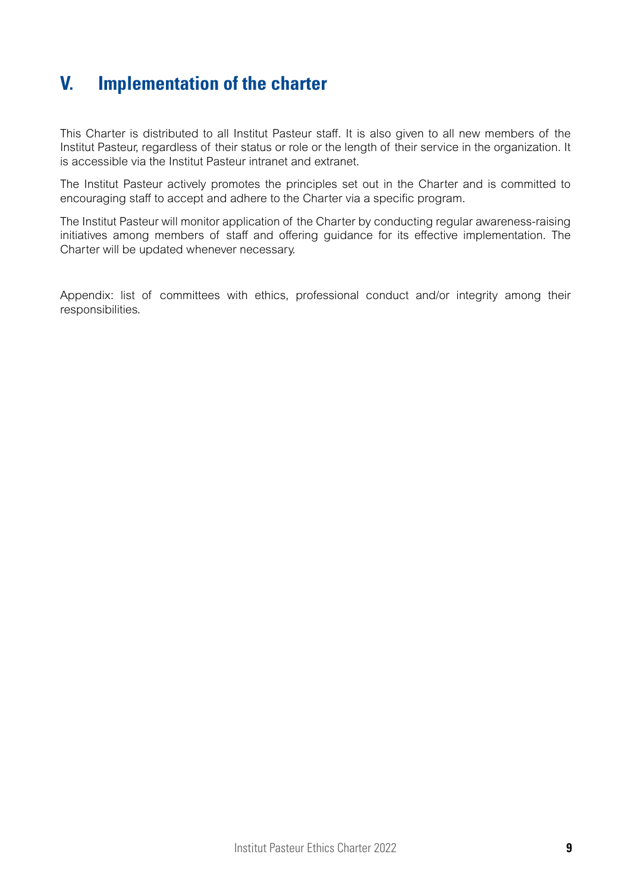## V. Implementation of the charter

This Charter is distributed to all Institut Pasteur staff. It is also given to all new members of the Institut Pasteur, regardless of their status or role or the length of their service in the organization. It is accessible via the Institut Pasteur intranet and extranet.

The Institut Pasteur actively promotes the principles set out in the Charter and is committed to encouraging staff to accept and adhere to the Charter via a specific program.

The Institut Pasteur will monitor application of the Charter by conducting regular awareness-raising initiatives among members of staff and offering guidance for its effective implementation. The Charter will be updated whenever necessary.

Appendix: list of committees with ethics, professional conduct and/or integrity among their responsibilities.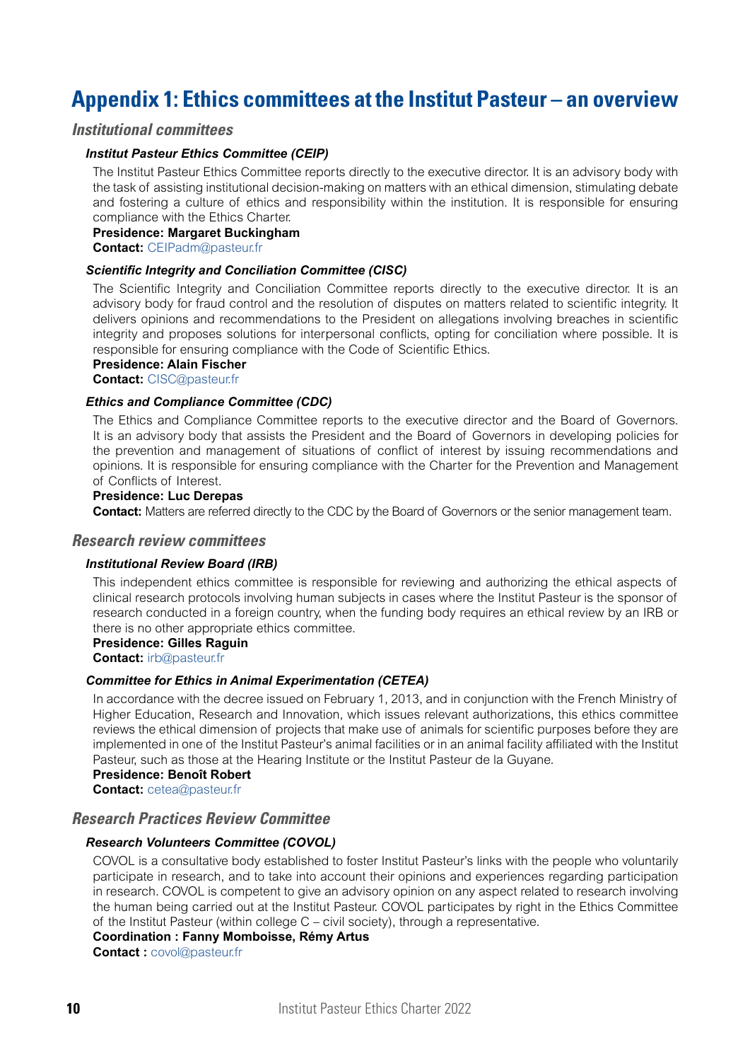# Appendix 1: Ethics committees at the Institut Pasteur – an overview

## *Institutional committees*

### *Institut Pasteur Ethics Committee (CEIP)*

The Institut Pasteur Ethics Committee reports directly to the executive director. It is an advisory body with the task of assisting institutional decision-making on matters with an ethical dimension, stimulating debate and fostering a culture of ethics and responsibility within the institution. It is responsible for ensuring compliance with the Ethics Charter.

**Presidence: Margaret Buckingham**
**Contact:** CEIPadm@pasteur.fr

### *Scientific Integrity and Conciliation Committee (CISC)*

The Scientific Integrity and Conciliation Committee reports directly to the executive director. It is an advisory body for fraud control and the resolution of disputes on matters related to scientific integrity. It delivers opinions and recommendations to the President on allegations involving breaches in scientific integrity and proposes solutions for interpersonal conflicts, opting for conciliation where possible. It is responsible for ensuring compliance with the Code of Scientific Ethics.

**Presidence: Alain Fischer**
**Contact:** CISC@pasteur.fr

### *Ethics and Compliance Committee (CDC)*

The Ethics and Compliance Committee reports to the executive director and the Board of Governors. It is an advisory body that assists the President and the Board of Governors in developing policies for the prevention and management of situations of conflict of interest by issuing recommendations and opinions. It is responsible for ensuring compliance with the Charter for the Prevention and Management of Conflicts of Interest.

**Presidence: Luc Derepas**
**Contact:** Matters are referred directly to the CDC by the Board of Governors or the senior management team.

## *Research review committees*

### *Institutional Review Board (IRB)*

This independent ethics committee is responsible for reviewing and authorizing the ethical aspects of clinical research protocols involving human subjects in cases where the Institut Pasteur is the sponsor of research conducted in a foreign country, when the funding body requires an ethical review by an IRB or there is no other appropriate ethics committee.

**Presidence: Gilles Raguin**
**Contact:** irb@pasteur.fr

### *Committee for Ethics in Animal Experimentation (CETEA)*

In accordance with the decree issued on February 1, 2013, and in conjunction with the French Ministry of Higher Education, Research and Innovation, which issues relevant authorizations, this ethics committee reviews the ethical dimension of projects that make use of animals for scientific purposes before they are implemented in one of the Institut Pasteur's animal facilities or in an animal facility affiliated with the Institut Pasteur, such as those at the Hearing Institute or the Institut Pasteur de la Guyane.

**Presidence: Benoît Robert**
**Contact:** cetea@pasteur.fr

## *Research Practices Review Committee*

### *Research Volunteers Committee (COVOL)*

COVOL is a consultative body established to foster Institut Pasteur's links with the people who voluntarily participate in research, and to take into account their opinions and experiences regarding participation in research. COVOL is competent to give an advisory opinion on any aspect related to research involving the human being carried out at the Institut Pasteur. COVOL participates by right in the Ethics Committee of the Institut Pasteur (within college C – civil society), through a representative.

**Coordination : Fanny Momboisse, Rémy Artus**
**Contact :** covol@pasteur.fr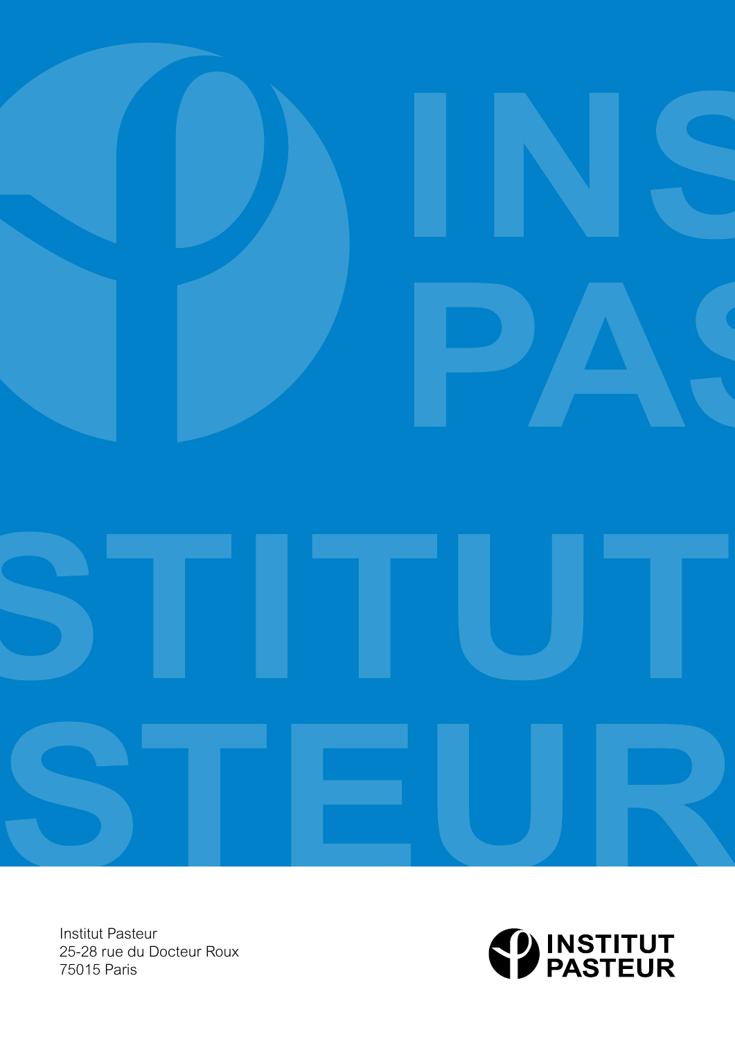Institut Pasteur
25-28 rue du Docteur Roux
75015 Paris